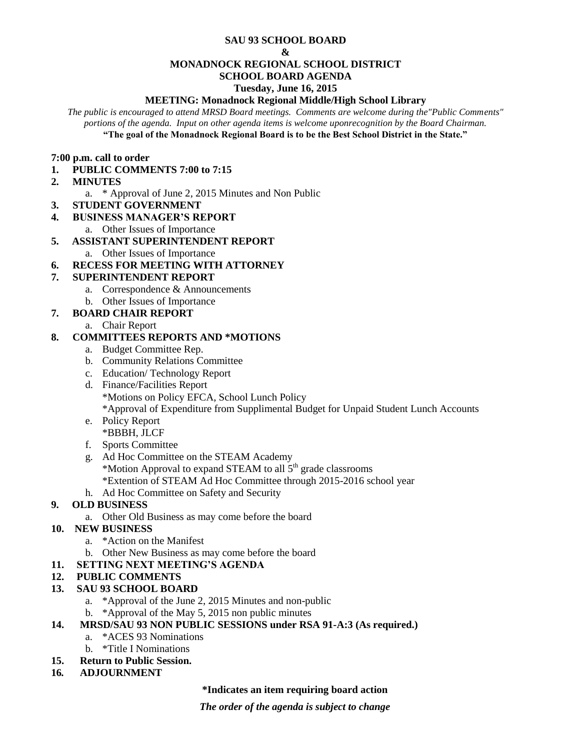**SAU 93 SCHOOL BOARD**

**&**

**MONADNOCK REGIONAL SCHOOL DISTRICT**

**SCHOOL BOARD AGENDA**

**Tuesday, June 16, 2015**

**MEETING: Monadnock Regional Middle/High School Library**

*The public is encouraged to attend MRSD Board meetings. Comments are welcome during the"Public Comments" portions of the agenda. Input on other agenda items is welcome uponrecognition by the Board Chairman.*

**"The goal of the Monadnock Regional Board is to be the Best School District in the State."**

**7:00 p.m. call to order**

1. **PUBLIC COMMENTS 7:00 to 7:15**
2. **MINUTES**
    a. * Approval of June 2, 2015 Minutes and Non Public
3. **STUDENT GOVERNMENT**
4. **BUSINESS MANAGER'S REPORT**
    a. Other Issues of Importance
5. **ASSISTANT SUPERINTENDENT REPORT**
    a. Other Issues of Importance
6. **RECESS FOR MEETING WITH ATTORNEY**
7. **SUPERINTENDENT REPORT**
    a. Correspondence & Announcements
    b. Other Issues of Importance
7. **BOARD CHAIR REPORT**
    a. Chair Report
8. **COMMITTEES REPORTS AND *MOTIONS**
    a. Budget Committee Rep.
    b. Community Relations Committee
    c. Education/ Technology Report
    d. Finance/Facilities Report
       *Motions on Policy EFCA, School Lunch Policy
       *Approval of Expenditure from Supplimental Budget for Unpaid Student Lunch Accounts
    e. Policy Report
       *BBBH, JLCF
    f. Sports Committee
    g. Ad Hoc Committee on the STEAM Academy
       *Motion Approval to expand STEAM to all 5th grade classrooms
       *Extention of STEAM Ad Hoc Committee through 2015-2016 school year
    h. Ad Hoc Committee on Safety and Security
9. **OLD BUSINESS**
    a. Other Old Business as may come before the board
10. **NEW BUSINESS**
    a. *Action on the Manifest
    b. Other New Business as may come before the board
11. **SETTING NEXT MEETING'S AGENDA**
12. **PUBLIC COMMENTS**
13. **SAU 93 SCHOOL BOARD**
    a. *Approval of the June 2, 2015 Minutes and non-public
    b. *Approval of the May 5, 2015 non public minutes
14. **MRSD/SAU 93 NON PUBLIC SESSIONS under RSA 91-A:3 (As required.)**
    a. *ACES 93 Nominations
    b. *Title I Nominations
15. **Return to Public Session.**
16. **ADJOURNMENT**

**\*Indicates an item requiring board action**

***The order of the agenda is subject to change***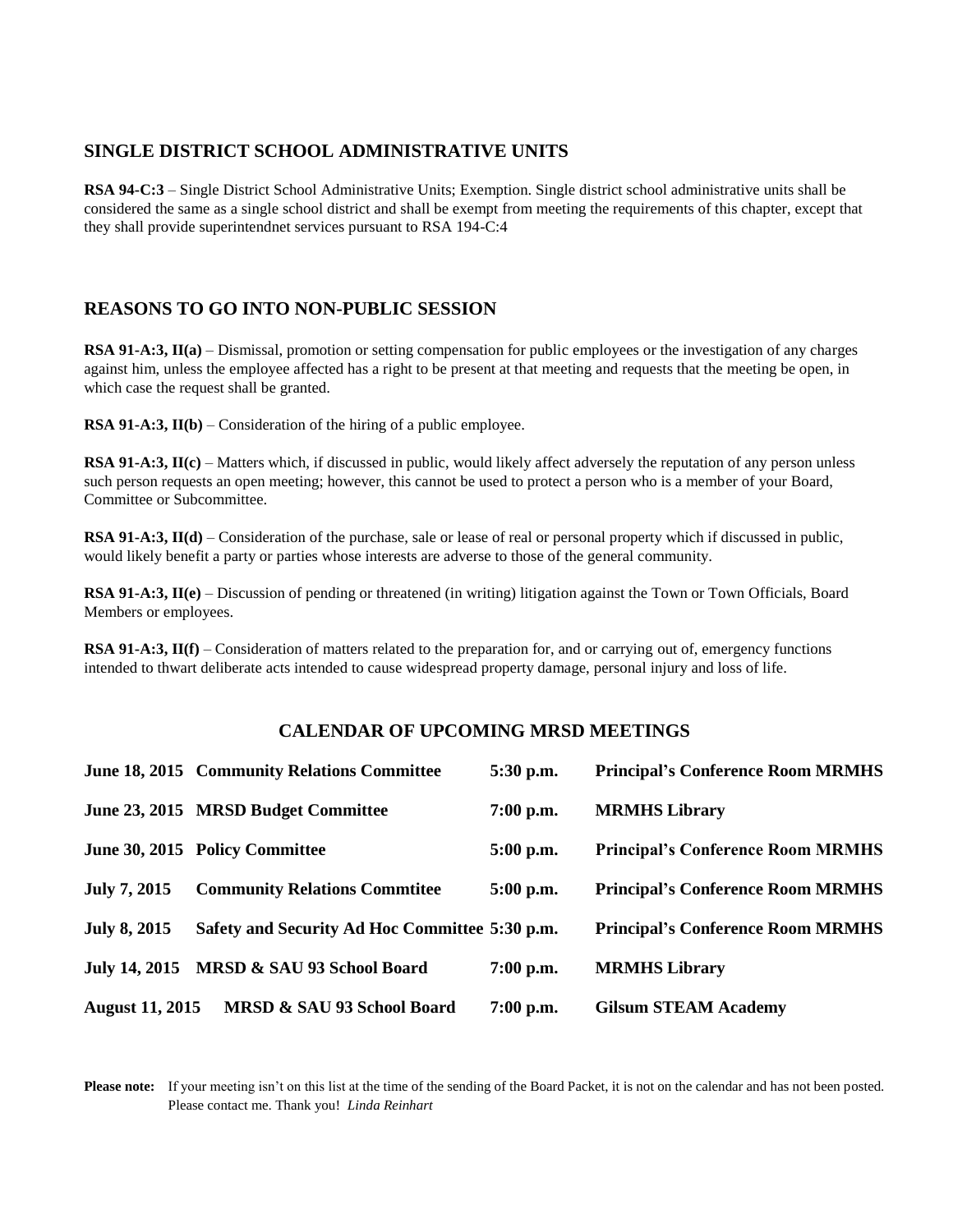## SINGLE DISTRICT SCHOOL ADMINISTRATIVE UNITS

**RSA 94-C:3** – Single District School Administrative Units; Exemption. Single district school administrative units shall be considered the same as a single school district and shall be exempt from meeting the requirements of this chapter, except that they shall provide superintendnet services pursuant to RSA 194-C:4

## REASONS TO GO INTO NON-PUBLIC SESSION

**RSA 91-A:3, II(a)** – Dismissal, promotion or setting compensation for public employees or the investigation of any charges against him, unless the employee affected has a right to be present at that meeting and requests that the meeting be open, in which case the request shall be granted.

**RSA 91-A:3, II(b)** – Consideration of the hiring of a public employee.

**RSA 91-A:3, II(c)** – Matters which, if discussed in public, would likely affect adversely the reputation of any person unless such person requests an open meeting; however, this cannot be used to protect a person who is a member of your Board, Committee or Subcommittee.

**RSA 91-A:3, II(d)** – Consideration of the purchase, sale or lease of real or personal property which if discussed in public, would likely benefit a party or parties whose interests are adverse to those of the general community.

**RSA 91-A:3, II(e)** – Discussion of pending or threatened (in writing) litigation against the Town or Town Officials, Board Members or employees.

**RSA 91-A:3, II(f)** – Consideration of matters related to the preparation for, and or carrying out of, emergency functions intended to thwart deliberate acts intended to cause widespread property damage, personal injury and loss of life.

## CALENDAR OF UPCOMING MRSD MEETINGS

| | | | |
|---|---|---|---|
| **June 18, 2015** | **Community Relations Committee** | **5:30 p.m.** | **Principal's Conference Room MRMHS** |
| **June 23, 2015** | **MRSD Budget Committee** | **7:00 p.m.** | **MRMHS Library** |
| **June 30, 2015** | **Policy Committee** | **5:00 p.m.** | **Principal's Conference Room MRMHS** |
| **July 7, 2015** | **Community Relations Commtitee** | **5:00 p.m.** | **Principal's Conference Room MRMHS** |
| **July 8, 2015** | **Safety and Security Ad Hoc Committee** | **5:30 p.m.** | **Principal's Conference Room MRMHS** |
| **July 14, 2015** | **MRSD & SAU 93 School Board** | **7:00 p.m.** | **MRMHS Library** |
| **August 11, 2015** | **MRSD & SAU 93 School Board** | **7:00 p.m.** | **Gilsum STEAM Academy** |

**Please note:** If your meeting isn't on this list at the time of the sending of the Board Packet, it is not on the calendar and has not been posted. Please contact me. Thank you! *Linda Reinhart*